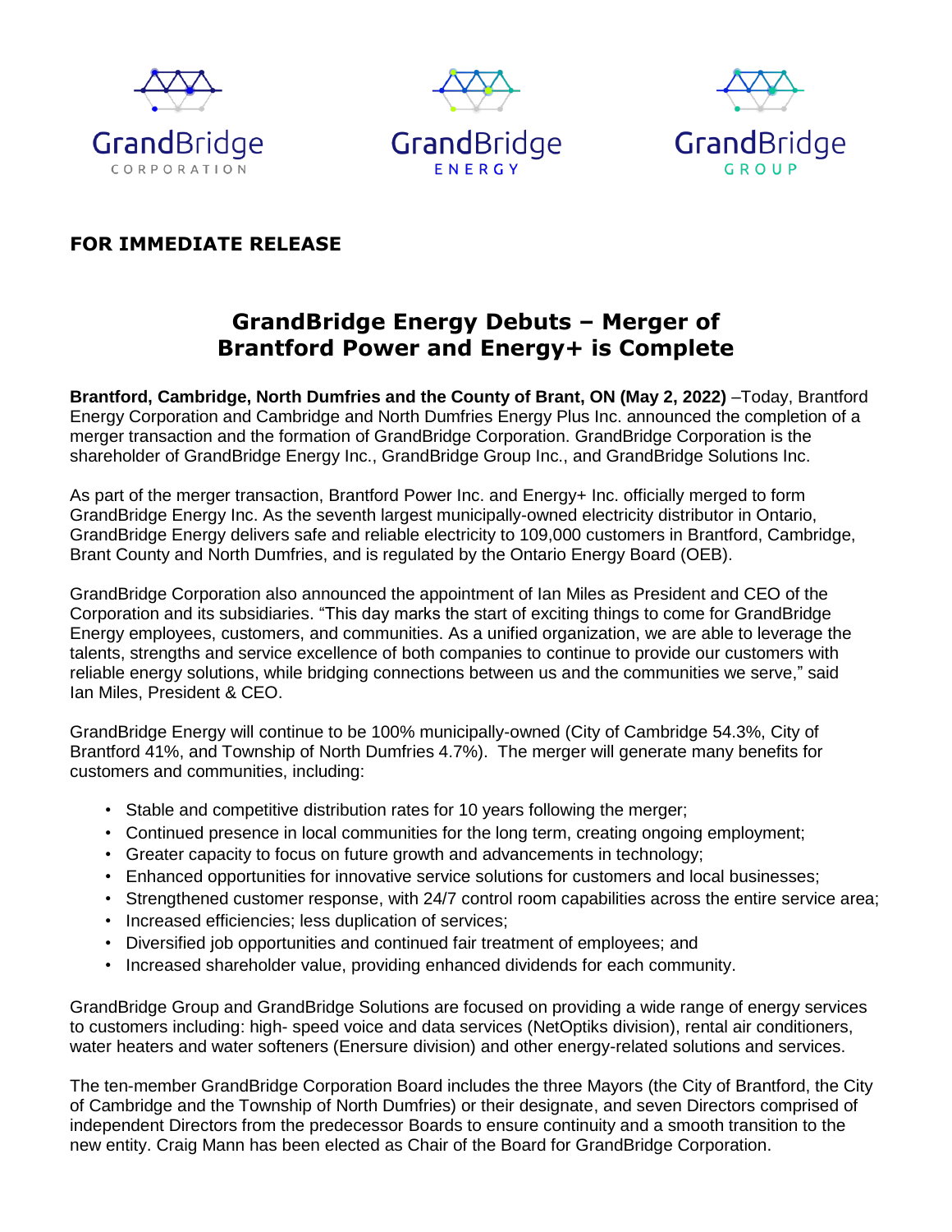GrandBridge CORPORATION

GrandBridge ENERGY

GrandBridge GROUP

**FOR IMMEDIATE RELEASE**

# GrandBridge Energy Debuts – Merger of Brantford Power and Energy+ is Complete

**Brantford, Cambridge, North Dumfries and the County of Brant, ON (May 2, 2022)** –Today, Brantford Energy Corporation and Cambridge and North Dumfries Energy Plus Inc. announced the completion of a merger transaction and the formation of GrandBridge Corporation. GrandBridge Corporation is the shareholder of GrandBridge Energy Inc., GrandBridge Group Inc., and GrandBridge Solutions Inc.

As part of the merger transaction, Brantford Power Inc. and Energy+ Inc. officially merged to form GrandBridge Energy Inc. As the seventh largest municipally-owned electricity distributor in Ontario, GrandBridge Energy delivers safe and reliable electricity to 109,000 customers in Brantford, Cambridge, Brant County and North Dumfries, and is regulated by the Ontario Energy Board (OEB).

GrandBridge Corporation also announced the appointment of Ian Miles as President and CEO of the Corporation and its subsidiaries. "This day marks the start of exciting things to come for GrandBridge Energy employees, customers, and communities. As a unified organization, we are able to leverage the talents, strengths and service excellence of both companies to continue to provide our customers with reliable energy solutions, while bridging connections between us and the communities we serve," said Ian Miles, President & CEO.

GrandBridge Energy will continue to be 100% municipally-owned (City of Cambridge 54.3%, City of Brantford 41%, and Township of North Dumfries 4.7%). The merger will generate many benefits for customers and communities, including:

- Stable and competitive distribution rates for 10 years following the merger;
- Continued presence in local communities for the long term, creating ongoing employment;
- Greater capacity to focus on future growth and advancements in technology;
- Enhanced opportunities for innovative service solutions for customers and local businesses;
- Strengthened customer response, with 24/7 control room capabilities across the entire service area;
- Increased efficiencies; less duplication of services;
- Diversified job opportunities and continued fair treatment of employees; and
- Increased shareholder value, providing enhanced dividends for each community.

GrandBridge Group and GrandBridge Solutions are focused on providing a wide range of energy services to customers including: high- speed voice and data services (NetOptiks division), rental air conditioners, water heaters and water softeners (Enersure division) and other energy-related solutions and services.

The ten-member GrandBridge Corporation Board includes the three Mayors (the City of Brantford, the City of Cambridge and the Township of North Dumfries) or their designate, and seven Directors comprised of independent Directors from the predecessor Boards to ensure continuity and a smooth transition to the new entity. Craig Mann has been elected as Chair of the Board for GrandBridge Corporation.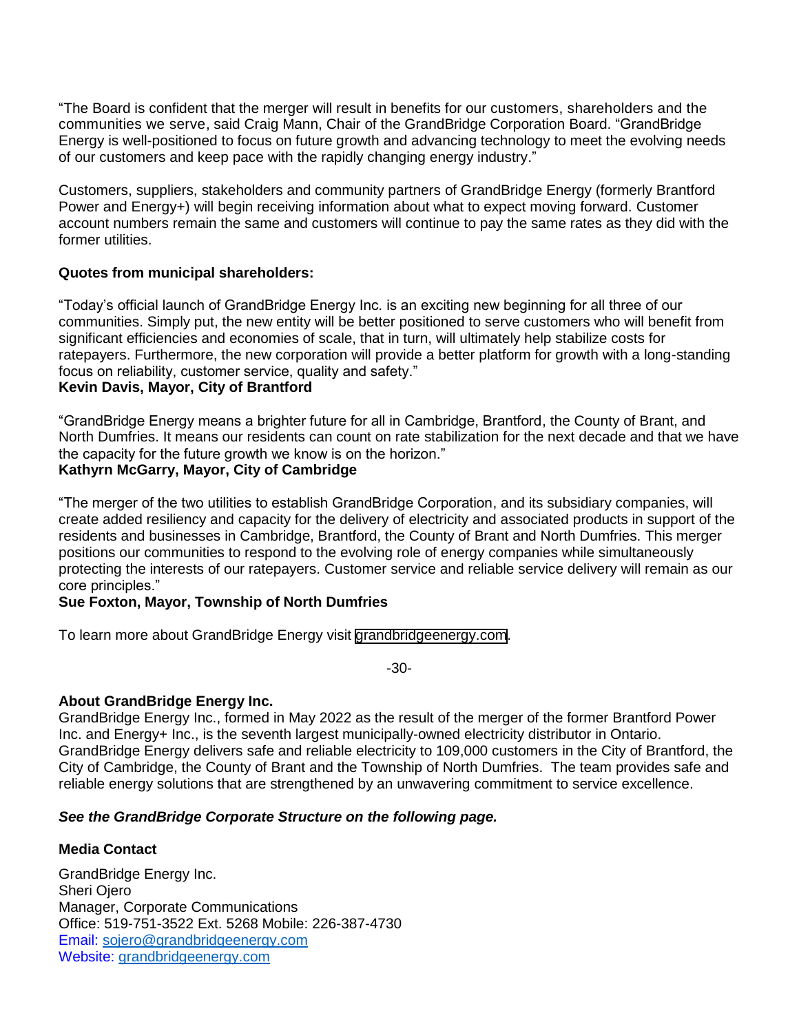"The Board is confident that the merger will result in benefits for our customers, shareholders and the communities we serve, said Craig Mann, Chair of the GrandBridge Corporation Board. "GrandBridge Energy is well-positioned to focus on future growth and advancing technology to meet the evolving needs of our customers and keep pace with the rapidly changing energy industry."

Customers, suppliers, stakeholders and community partners of GrandBridge Energy (formerly Brantford Power and Energy+) will begin receiving information about what to expect moving forward. Customer account numbers remain the same and customers will continue to pay the same rates as they did with the former utilities.

**Quotes from municipal shareholders:**

"Today's official launch of GrandBridge Energy Inc. is an exciting new beginning for all three of our communities. Simply put, the new entity will be better positioned to serve customers who will benefit from significant efficiencies and economies of scale, that in turn, will ultimately help stabilize costs for ratepayers. Furthermore, the new corporation will provide a better platform for growth with a long-standing focus on reliability, customer service, quality and safety."
**Kevin Davis, Mayor, City of Brantford**

"GrandBridge Energy means a brighter future for all in Cambridge, Brantford, the County of Brant, and North Dumfries. It means our residents can count on rate stabilization for the next decade and that we have the capacity for the future growth we know is on the horizon."
**Kathyrn McGarry, Mayor, City of Cambridge**

"The merger of the two utilities to establish GrandBridge Corporation, and its subsidiary companies, will create added resiliency and capacity for the delivery of electricity and associated products in support of the residents and businesses in Cambridge, Brantford, the County of Brant and North Dumfries. This merger positions our communities to respond to the evolving role of energy companies while simultaneously protecting the interests of our ratepayers. Customer service and reliable service delivery will remain as our core principles."
**Sue Foxton, Mayor, Township of North Dumfries**

To learn more about GrandBridge Energy visit grandbridgeenergy.com.

-30-

**About GrandBridge Energy Inc.**
GrandBridge Energy Inc., formed in May 2022 as the result of the merger of the former Brantford Power Inc. and Energy+ Inc., is the seventh largest municipally-owned electricity distributor in Ontario. GrandBridge Energy delivers safe and reliable electricity to 109,000 customers in the City of Brantford, the City of Cambridge, the County of Brant and the Township of North Dumfries. The team provides safe and reliable energy solutions that are strengthened by an unwavering commitment to service excellence.

***See the GrandBridge Corporate Structure on the following page.***

**Media Contact**

GrandBridge Energy Inc.
Sheri Ojero
Manager, Corporate Communications
Office: 519-751-3522 Ext. 5268 Mobile: 226-387-4730
Email: sojero@grandbridgeenergy.com
Website: grandbridgeenergy.com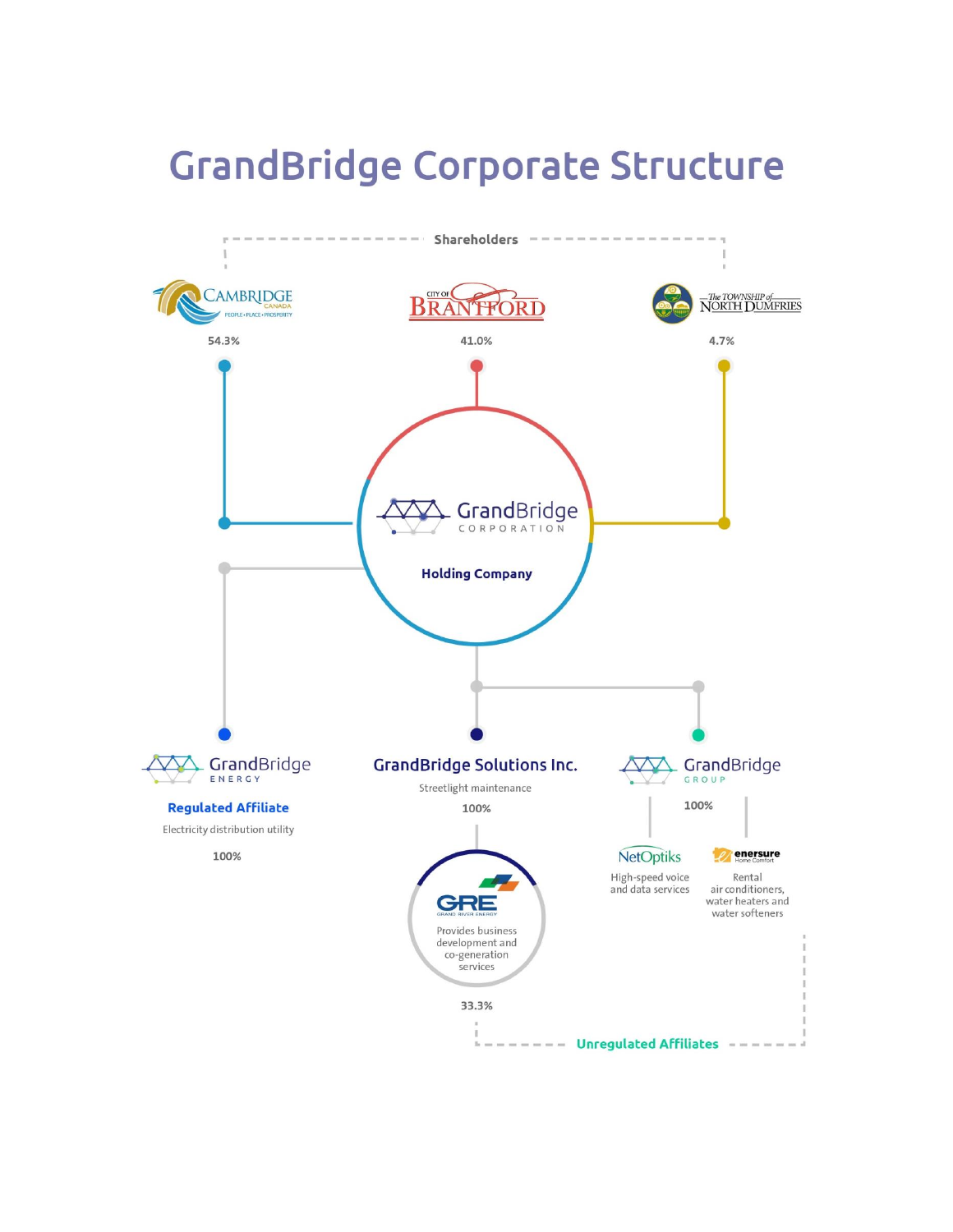# GrandBridge Corporate Structure

Shareholders

CAMBRIDGE CANADA PEOPLE • PLACE • PROSPERITY

54.3%

CITY OF BRANTFORD

41.0%

The TOWNSHIP of NORTH DUMFRIES

4.7%

GrandBridge CORPORATION

**Holding Company**

GrandBridge ENERGY

**Regulated Affiliate**

Electricity distribution utility

100%

**GrandBridge Solutions Inc.**

Streetlight maintenance

100%

GRE GRAND RIVER ENERGY

Provides business development and co-generation services

33.3%

GrandBridge GROUP

100%

NetOptiks

High-speed voice and data services

enersure Home Comfort

Rental air conditioners, water heaters and water softeners

**Unregulated Affiliates**